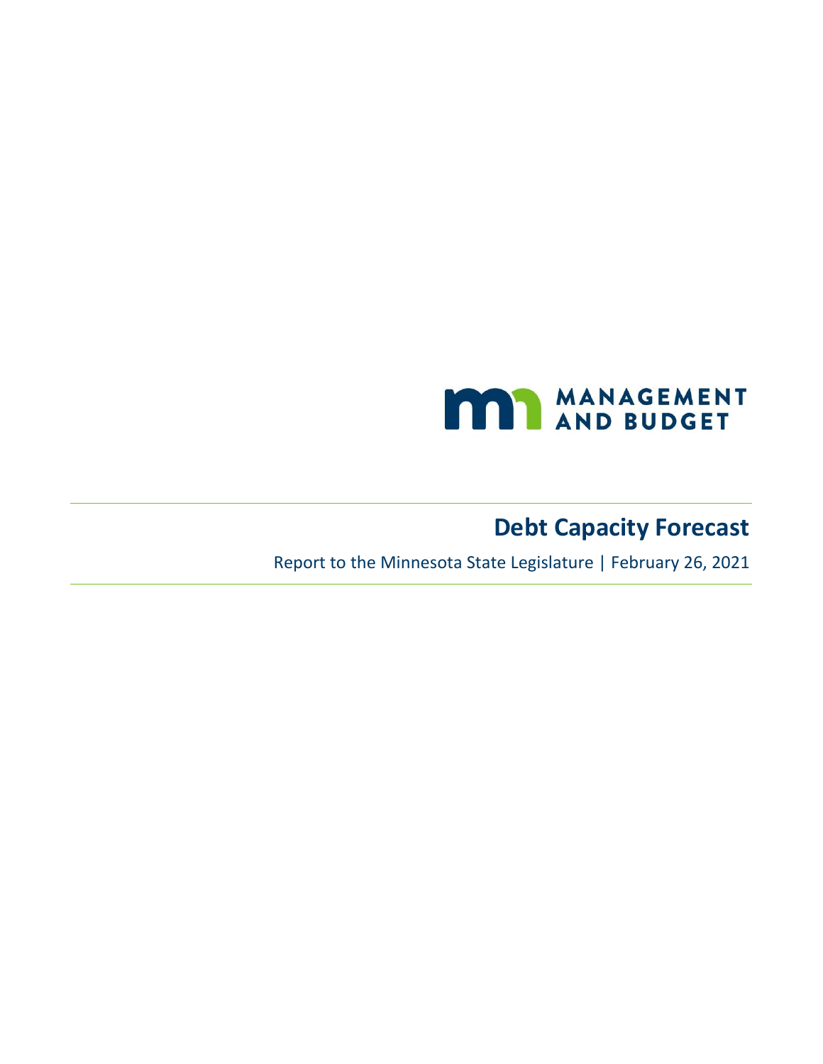MANAGEMENT AND BUDGET

# Debt Capacity Forecast

Report to the Minnesota State Legislature | February 26, 2021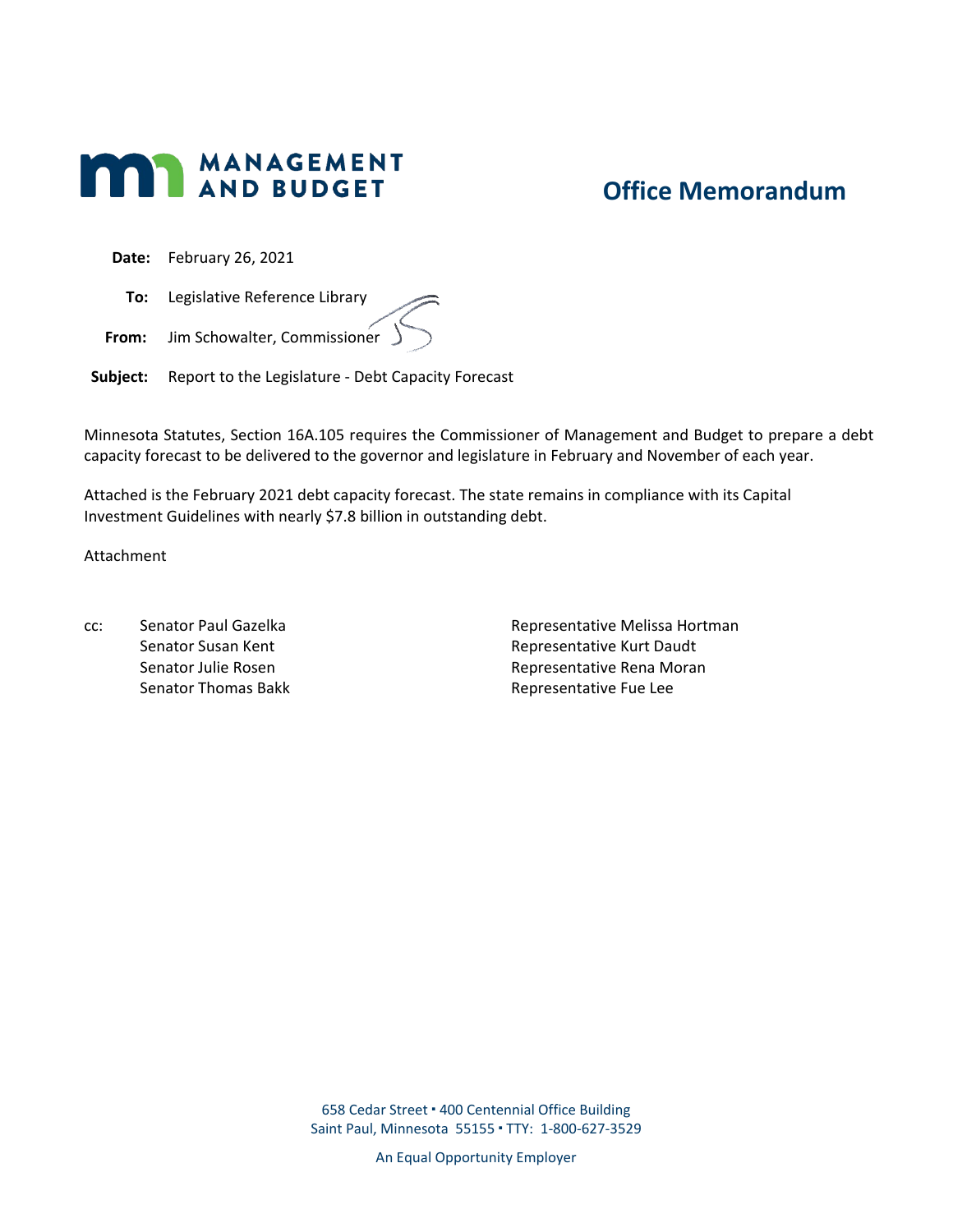MANAGEMENT AND BUDGET

# Office Memorandum

**Date:** February 26, 2021

**To:** Legislative Reference Library

**From:** Jim Schowalter, Commissioner

**Subject:** Report to the Legislature - Debt Capacity Forecast

Minnesota Statutes, Section 16A.105 requires the Commissioner of Management and Budget to prepare a debt capacity forecast to be delivered to the governor and legislature in February and November of each year.

Attached is the February 2021 debt capacity forecast. The state remains in compliance with its Capital Investment Guidelines with nearly $7.8 billion in outstanding debt.

Attachment

cc:

Senator Paul Gazelka
Senator Susan Kent
Senator Julie Rosen
Senator Thomas Bakk

Representative Melissa Hortman
Representative Kurt Daudt
Representative Rena Moran
Representative Fue Lee

658 Cedar Street ▪ 400 Centennial Office Building
Saint Paul, Minnesota 55155 ▪ TTY: 1-800-627-3529

An Equal Opportunity Employer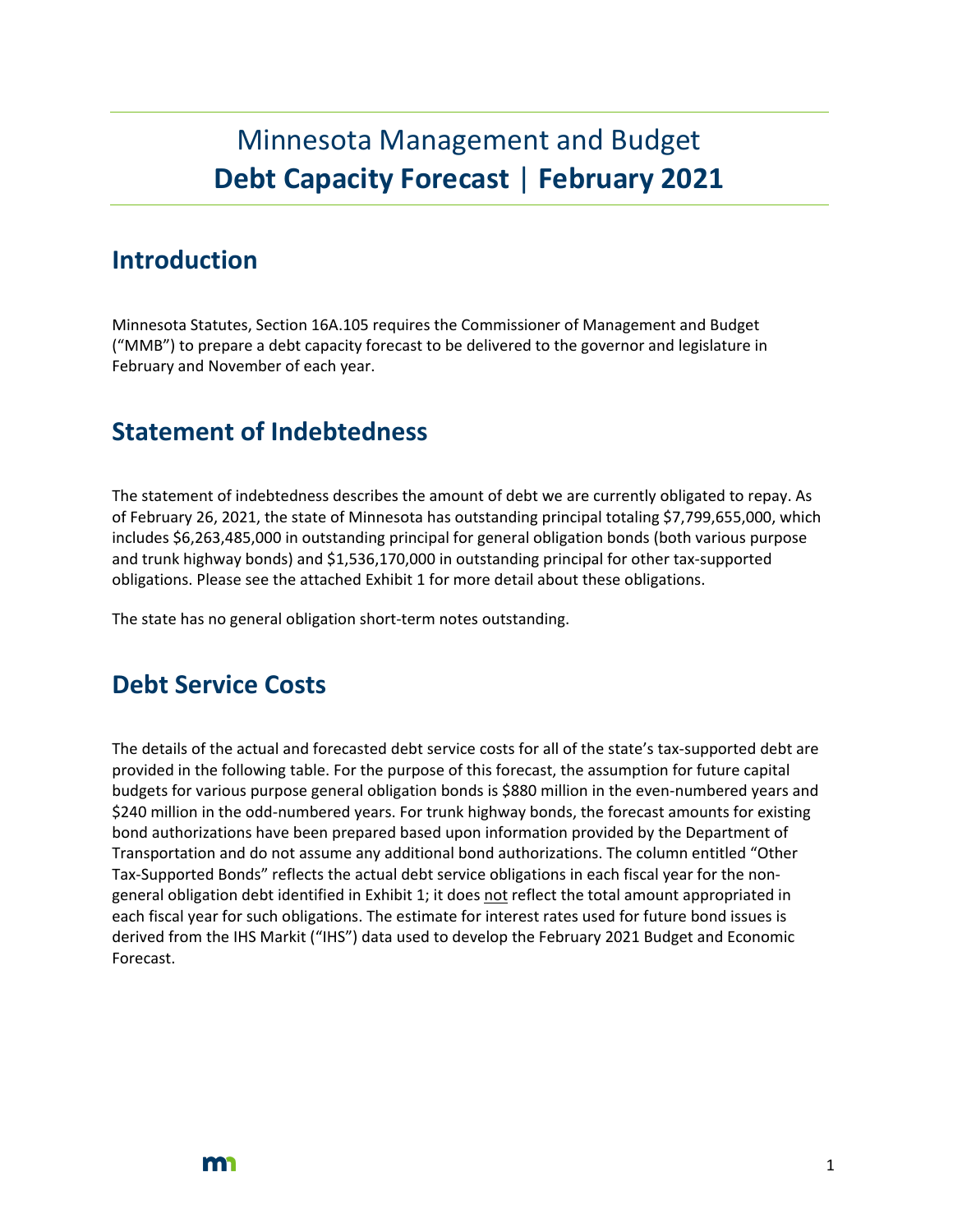# Minnesota Management and Budget
# **Debt Capacity Forecast | February 2021**

## Introduction

Minnesota Statutes, Section 16A.105 requires the Commissioner of Management and Budget ("MMB") to prepare a debt capacity forecast to be delivered to the governor and legislature in February and November of each year.

## Statement of Indebtedness

The statement of indebtedness describes the amount of debt we are currently obligated to repay. As of February 26, 2021, the state of Minnesota has outstanding principal totaling $7,799,655,000, which includes $6,263,485,000 in outstanding principal for general obligation bonds (both various purpose and trunk highway bonds) and $1,536,170,000 in outstanding principal for other tax-supported obligations. Please see the attached Exhibit 1 for more detail about these obligations.

The state has no general obligation short-term notes outstanding.

## Debt Service Costs

The details of the actual and forecasted debt service costs for all of the state's tax-supported debt are provided in the following table. For the purpose of this forecast, the assumption for future capital budgets for various purpose general obligation bonds is $880 million in the even-numbered years and $240 million in the odd-numbered years. For trunk highway bonds, the forecast amounts for existing bond authorizations have been prepared based upon information provided by the Department of Transportation and do not assume any additional bond authorizations. The column entitled "Other Tax-Supported Bonds" reflects the actual debt service obligations in each fiscal year for the non-general obligation debt identified in Exhibit 1; it does not reflect the total amount appropriated in each fiscal year for such obligations. The estimate for interest rates used for future bond issues is derived from the IHS Markit ("IHS") data used to develop the February 2021 Budget and Economic Forecast.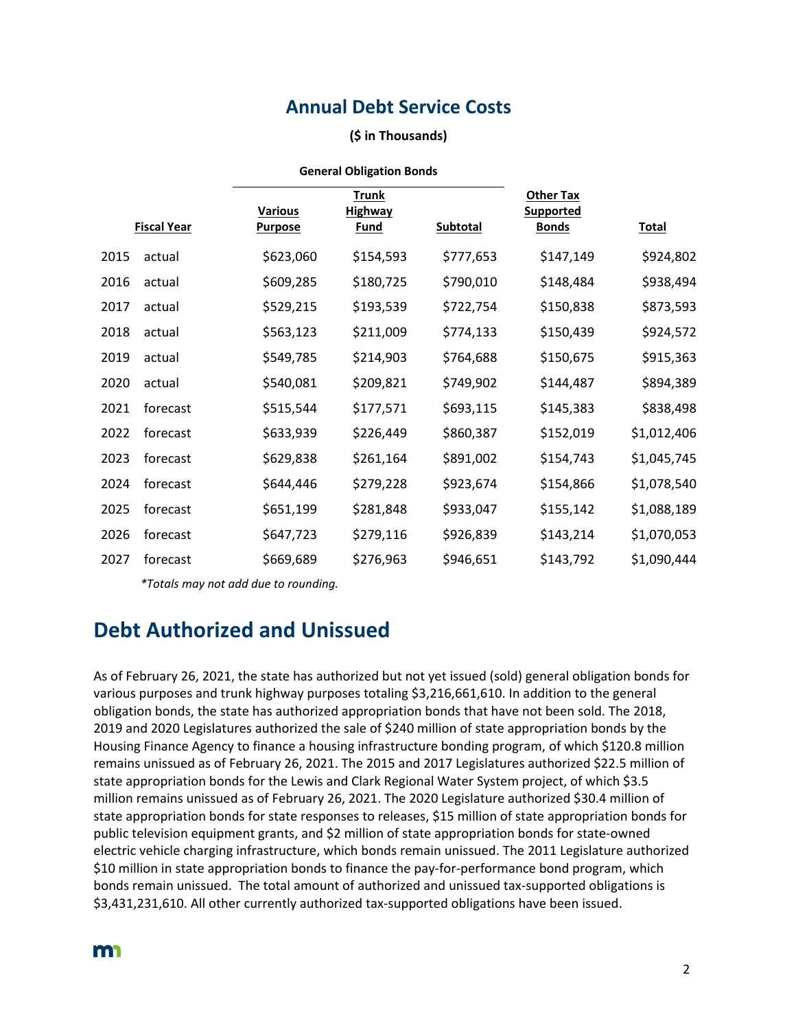## Annual Debt Service Costs

**($ in Thousands)**

| Fiscal Year | | General Obligation Bonds | | | | |
|---|---|---|---|---|---|---|
| | | **Various Purpose** | **Trunk Highway Fund** | **Subtotal** | **Other Tax Supported Bonds** | **Total** |
| 2015 | actual | $623,060 | $154,593 | $777,653 | $147,149 | $924,802 |
| 2016 | actual | $609,285 | $180,725 | $790,010 | $148,484 | $938,494 |
| 2017 | actual | $529,215 | $193,539 | $722,754 | $150,838 | $873,593 |
| 2018 | actual | $563,123 | $211,009 | $774,133 | $150,439 | $924,572 |
| 2019 | actual | $549,785 | $214,903 | $764,688 | $150,675 | $915,363 |
| 2020 | actual | $540,081 | $209,821 | $749,902 | $144,487 | $894,389 |
| 2021 | forecast | $515,544 | $177,571 | $693,115 | $145,383 | $838,498 |
| 2022 | forecast | $633,939 | $226,449 | $860,387 | $152,019 | $1,012,406 |
| 2023 | forecast | $629,838 | $261,164 | $891,002 | $154,743 | $1,045,745 |
| 2024 | forecast | $644,446 | $279,228 | $923,674 | $154,866 | $1,078,540 |
| 2025 | forecast | $651,199 | $281,848 | $933,047 | $155,142 | $1,088,189 |
| 2026 | forecast | $647,723 | $279,116 | $926,839 | $143,214 | $1,070,053 |
| 2027 | forecast | $669,689 | $276,963 | $946,651 | $143,792 | $1,090,444 |

*\*Totals may not add due to rounding.*

# Debt Authorized and Unissued

As of February 26, 2021, the state has authorized but not yet issued (sold) general obligation bonds for various purposes and trunk highway purposes totaling $3,216,661,610. In addition to the general obligation bonds, the state has authorized appropriation bonds that have not been sold. The 2018, 2019 and 2020 Legislatures authorized the sale of $240 million of state appropriation bonds by the Housing Finance Agency to finance a housing infrastructure bonding program, of which $120.8 million remains unissued as of February 26, 2021. The 2015 and 2017 Legislatures authorized $22.5 million of state appropriation bonds for the Lewis and Clark Regional Water System project, of which $3.5 million remains unissued as of February 26, 2021. The 2020 Legislature authorized $30.4 million of state appropriation bonds for state responses to releases, $15 million of state appropriation bonds for public television equipment grants, and $2 million of state appropriation bonds for state-owned electric vehicle charging infrastructure, which bonds remain unissued. The 2011 Legislature authorized $10 million in state appropriation bonds to finance the pay-for-performance bond program, which bonds remain unissued. The total amount of authorized and unissued tax-supported obligations is $3,431,231,610. All other currently authorized tax-supported obligations have been issued.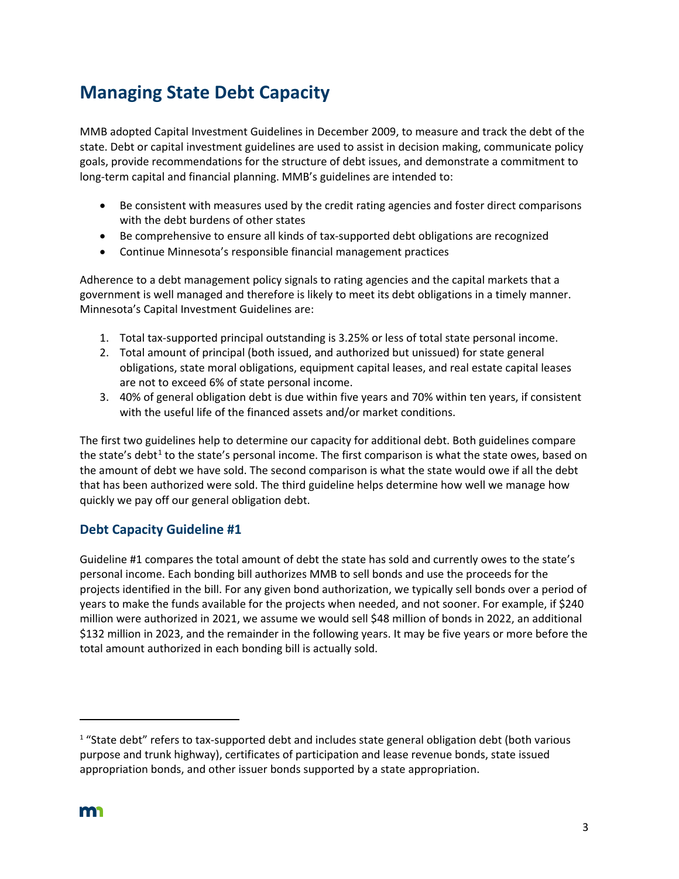# Managing State Debt Capacity

MMB adopted Capital Investment Guidelines in December 2009, to measure and track the debt of the state. Debt or capital investment guidelines are used to assist in decision making, communicate policy goals, provide recommendations for the structure of debt issues, and demonstrate a commitment to long-term capital and financial planning. MMB's guidelines are intended to:

- Be consistent with measures used by the credit rating agencies and foster direct comparisons with the debt burdens of other states
- Be comprehensive to ensure all kinds of tax-supported debt obligations are recognized
- Continue Minnesota's responsible financial management practices

Adherence to a debt management policy signals to rating agencies and the capital markets that a government is well managed and therefore is likely to meet its debt obligations in a timely manner. Minnesota's Capital Investment Guidelines are:

1. Total tax-supported principal outstanding is 3.25% or less of total state personal income.
2. Total amount of principal (both issued, and authorized but unissued) for state general obligations, state moral obligations, equipment capital leases, and real estate capital leases are not to exceed 6% of state personal income.
3. 40% of general obligation debt is due within five years and 70% within ten years, if consistent with the useful life of the financed assets and/or market conditions.

The first two guidelines help to determine our capacity for additional debt. Both guidelines compare the state's debt[1] to the state's personal income. The first comparison is what the state owes, based on the amount of debt we have sold. The second comparison is what the state would owe if all the debt that has been authorized were sold. The third guideline helps determine how well we manage how quickly we pay off our general obligation debt.

## Debt Capacity Guideline #1

Guideline #1 compares the total amount of debt the state has sold and currently owes to the state's personal income. Each bonding bill authorizes MMB to sell bonds and use the proceeds for the projects identified in the bill. For any given bond authorization, we typically sell bonds over a period of years to make the funds available for the projects when needed, and not sooner. For example, if $240 million were authorized in 2021, we assume we would sell $48 million of bonds in 2022, an additional $132 million in 2023, and the remainder in the following years. It may be five years or more before the total amount authorized in each bonding bill is actually sold.

[1] "State debt" refers to tax-supported debt and includes state general obligation debt (both various purpose and trunk highway), certificates of participation and lease revenue bonds, state issued appropriation bonds, and other issuer bonds supported by a state appropriation.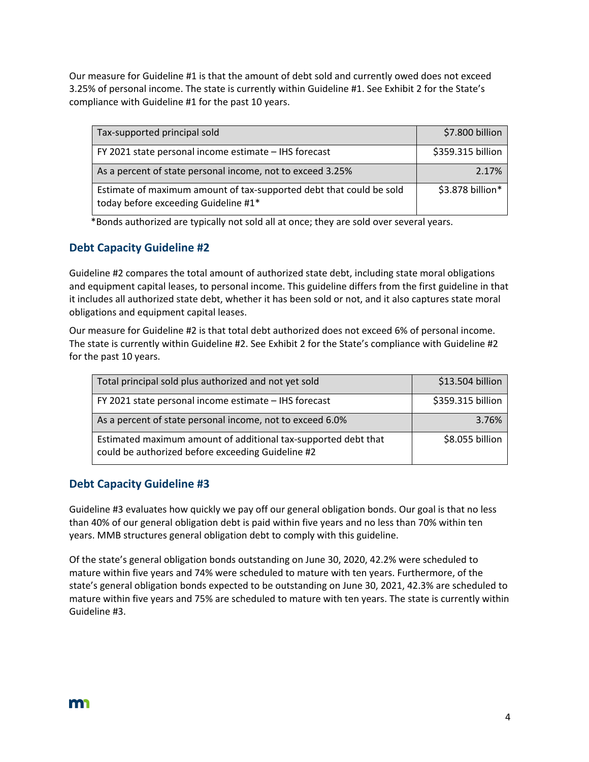Our measure for Guideline #1 is that the amount of debt sold and currently owed does not exceed 3.25% of personal income. The state is currently within Guideline #1. See Exhibit 2 for the State's compliance with Guideline #1 for the past 10 years.

| Tax-supported principal sold | $7.800 billion |
|---|---|
| FY 2021 state personal income estimate – IHS forecast | $359.315 billion |
| As a percent of state personal income, not to exceed 3.25% | 2.17% |
| Estimate of maximum amount of tax-supported debt that could be sold today before exceeding Guideline #1* | $3.878 billion* |

*Bonds authorized are typically not sold all at once; they are sold over several years.

## Debt Capacity Guideline #2

Guideline #2 compares the total amount of authorized state debt, including state moral obligations and equipment capital leases, to personal income. This guideline differs from the first guideline in that it includes all authorized state debt, whether it has been sold or not, and it also captures state moral obligations and equipment capital leases.

Our measure for Guideline #2 is that total debt authorized does not exceed 6% of personal income. The state is currently within Guideline #2. See Exhibit 2 for the State's compliance with Guideline #2 for the past 10 years.

| Total principal sold plus authorized and not yet sold | $13.504 billion |
|---|---|
| FY 2021 state personal income estimate – IHS forecast | $359.315 billion |
| As a percent of state personal income, not to exceed 6.0% | 3.76% |
| Estimated maximum amount of additional tax-supported debt that could be authorized before exceeding Guideline #2 | $8.055 billion |

## Debt Capacity Guideline #3

Guideline #3 evaluates how quickly we pay off our general obligation bonds. Our goal is that no less than 40% of our general obligation debt is paid within five years and no less than 70% within ten years. MMB structures general obligation debt to comply with this guideline.

Of the state's general obligation bonds outstanding on June 30, 2020, 42.2% were scheduled to mature within five years and 74% were scheduled to mature with ten years. Furthermore, of the state's general obligation bonds expected to be outstanding on June 30, 2021, 42.3% are scheduled to mature within five years and 75% are scheduled to mature with ten years. The state is currently within Guideline #3.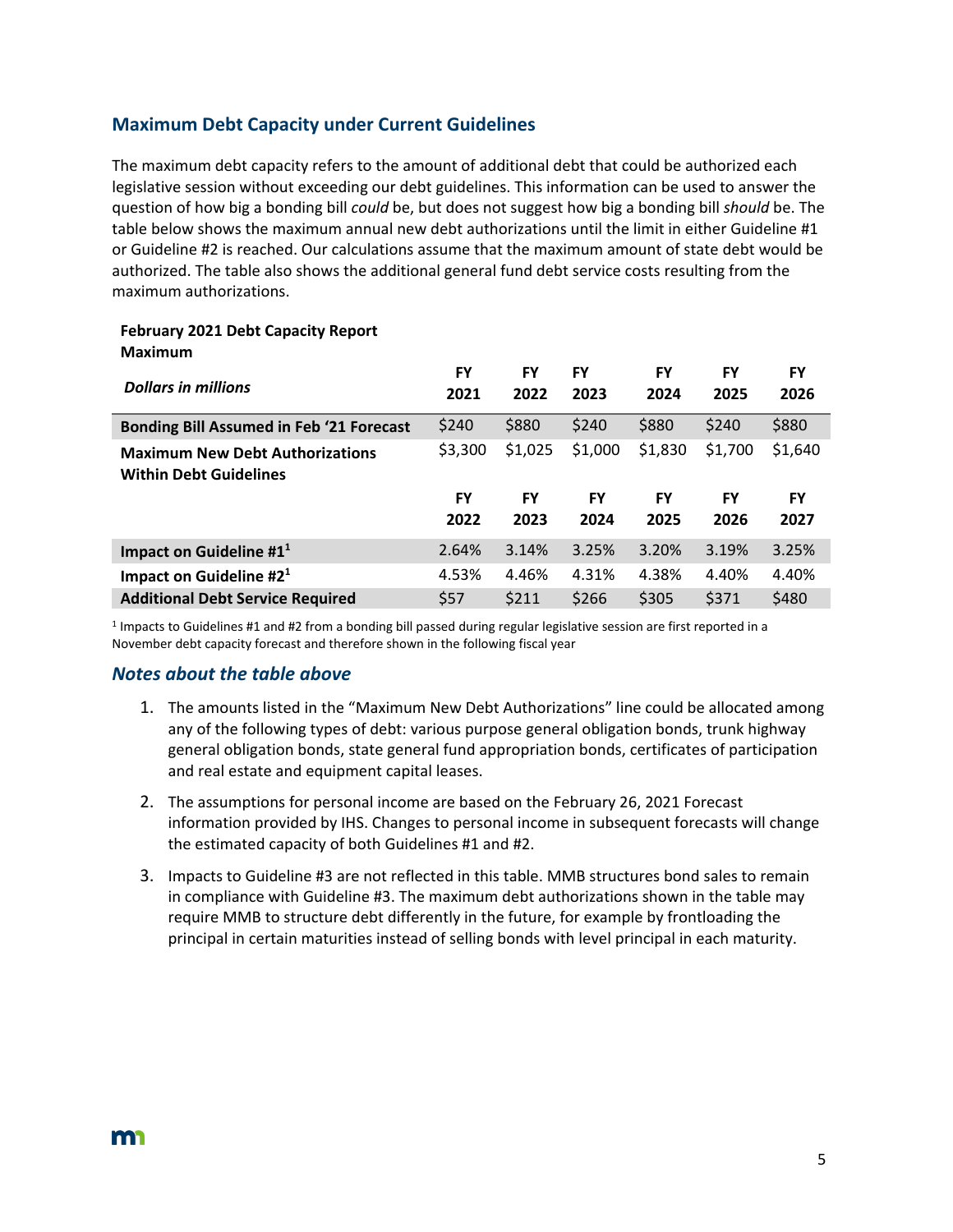## Maximum Debt Capacity under Current Guidelines

The maximum debt capacity refers to the amount of additional debt that could be authorized each legislative session without exceeding our debt guidelines. This information can be used to answer the question of how big a bonding bill *could* be, but does not suggest how big a bonding bill *should* be. The table below shows the maximum annual new debt authorizations until the limit in either Guideline #1 or Guideline #2 is reached. Our calculations assume that the maximum amount of state debt would be authorized. The table also shows the additional general fund debt service costs resulting from the maximum authorizations.

**February 2021 Debt Capacity Report Maximum**

| *Dollars in millions* | FY 2021 | FY 2022 | FY 2023 | FY 2024 | FY 2025 | FY 2026 |
|---|---|---|---|---|---|---|
| **Bonding Bill Assumed in Feb '21 Forecast** | $240 | $880 | $240 | $880 | $240 | $880 |
| **Maximum New Debt Authorizations Within Debt Guidelines** | $3,300 | $1,025 | $1,000 | $1,830 | $1,700 | $1,640 |
| | **FY 2022** | **FY 2023** | **FY 2024** | **FY 2025** | **FY 2026** | **FY 2027** |
| **Impact on Guideline #1**[1] | 2.64% | 3.14% | 3.25% | 3.20% | 3.19% | 3.25% |
| **Impact on Guideline #2**[1] | 4.53% | 4.46% | 4.31% | 4.38% | 4.40% | 4.40% |
| **Additional Debt Service Required** | $57 | $211 | $266 | $305 | $371 | $480 |

[1] Impacts to Guidelines #1 and #2 from a bonding bill passed during regular legislative session are first reported in a November debt capacity forecast and therefore shown in the following fiscal year

### *Notes about the table above*

1. The amounts listed in the "Maximum New Debt Authorizations" line could be allocated among any of the following types of debt: various purpose general obligation bonds, trunk highway general obligation bonds, state general fund appropriation bonds, certificates of participation and real estate and equipment capital leases.
2. The assumptions for personal income are based on the February 26, 2021 Forecast information provided by IHS. Changes to personal income in subsequent forecasts will change the estimated capacity of both Guidelines #1 and #2.
3. Impacts to Guideline #3 are not reflected in this table. MMB structures bond sales to remain in compliance with Guideline #3. The maximum debt authorizations shown in the table may require MMB to structure debt differently in the future, for example by frontloading the principal in certain maturities instead of selling bonds with level principal in each maturity.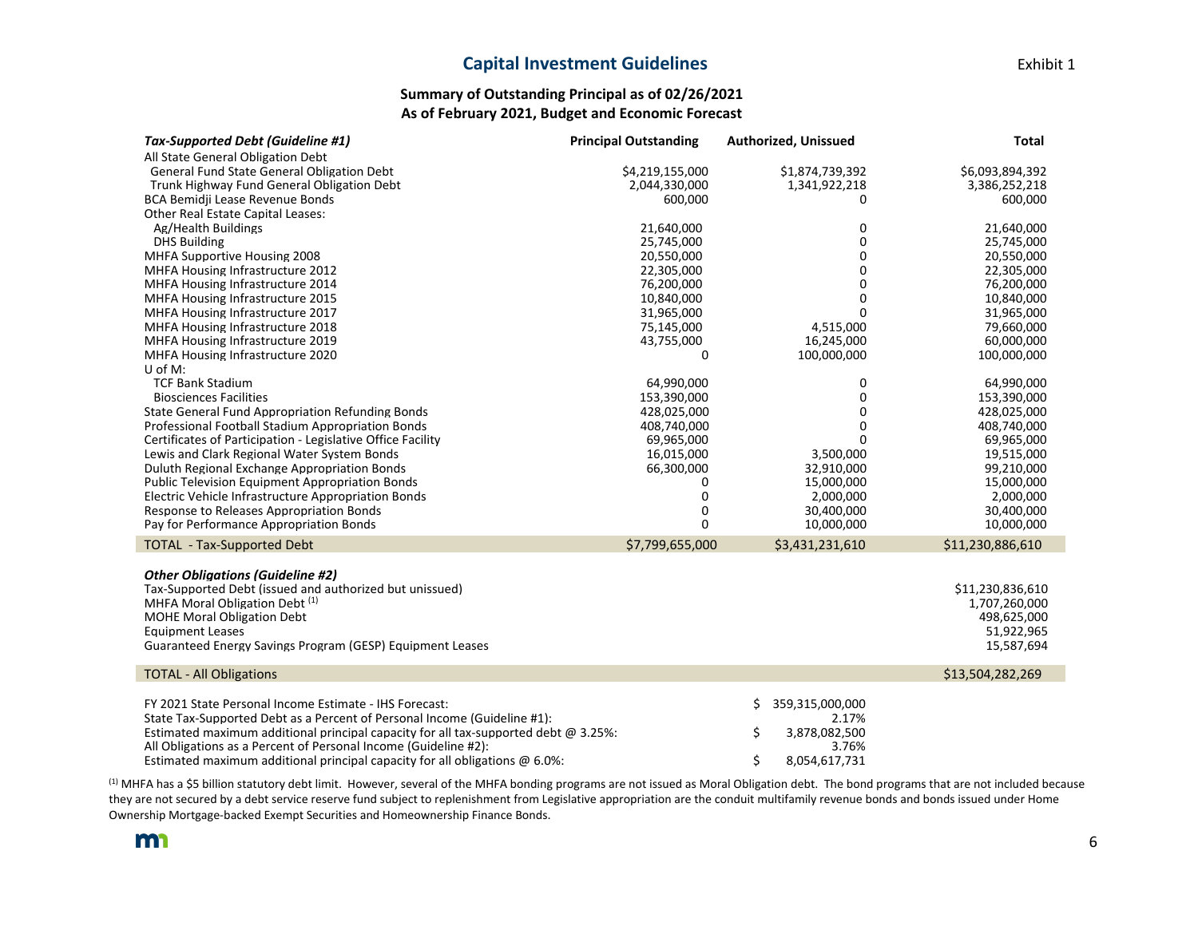## Capital Investment Guidelines

Exhibit 1

### Summary of Outstanding Principal as of 02/26/2021
### As of February 2021, Budget and Economic Forecast

| ***Tax-Supported Debt (Guideline #1)*** | **Principal Outstanding** | **Authorized, Unissued** | **Total** |
|---|---|---|---|
| All State General Obligation Debt | | | |
| General Fund State General Obligation Debt | \$4,219,155,000 | \$1,874,739,392 | \$6,093,894,392 |
| Trunk Highway Fund General Obligation Debt | 2,044,330,000 | 1,341,922,218 | 3,386,252,218 |
| BCA Bemidji Lease Revenue Bonds | 600,000 | 0 | 600,000 |
| Other Real Estate Capital Leases: | | | |
| Ag/Health Buildings | 21,640,000 | 0 | 21,640,000 |
| DHS Building | 25,745,000 | 0 | 25,745,000 |
| MHFA Supportive Housing 2008 | 20,550,000 | 0 | 20,550,000 |
| MHFA Housing Infrastructure 2012 | 22,305,000 | 0 | 22,305,000 |
| MHFA Housing Infrastructure 2014 | 76,200,000 | 0 | 76,200,000 |
| MHFA Housing Infrastructure 2015 | 10,840,000 | 0 | 10,840,000 |
| MHFA Housing Infrastructure 2017 | 31,965,000 | 0 | 31,965,000 |
| MHFA Housing Infrastructure 2018 | 75,145,000 | 4,515,000 | 79,660,000 |
| MHFA Housing Infrastructure 2019 | 43,755,000 | 16,245,000 | 60,000,000 |
| MHFA Housing Infrastructure 2020 | 0 | 100,000,000 | 100,000,000 |
| U of M: | | | |
| TCF Bank Stadium | 64,990,000 | 0 | 64,990,000 |
| Biosciences Facilities | 153,390,000 | 0 | 153,390,000 |
| State General Fund Appropriation Refunding Bonds | 428,025,000 | 0 | 428,025,000 |
| Professional Football Stadium Appropriation Bonds | 408,740,000 | 0 | 408,740,000 |
| Certificates of Participation - Legislative Office Facility | 69,965,000 | 0 | 69,965,000 |
| Lewis and Clark Regional Water System Bonds | 16,015,000 | 3,500,000 | 19,515,000 |
| Duluth Regional Exchange Appropriation Bonds | 66,300,000 | 32,910,000 | 99,210,000 |
| Public Television Equipment Appropriation Bonds | 0 | 15,000,000 | 15,000,000 |
| Electric Vehicle Infrastructure Appropriation Bonds | 0 | 2,000,000 | 2,000,000 |
| Response to Releases Appropriation Bonds | 0 | 30,400,000 | 30,400,000 |
| Pay for Performance Appropriation Bonds | 0 | 10,000,000 | 10,000,000 |
| TOTAL - Tax-Supported Debt | \$7,799,655,000 | \$3,431,231,610 | \$11,230,886,610 |

| ***Other Obligations (Guideline #2)*** | |
|---|---|
| Tax-Supported Debt (issued and authorized but unissued) | \$11,230,836,610 |
| MHFA Moral Obligation Debt [1] | 1,707,260,000 |
| MOHE Moral Obligation Debt | 498,625,000 |
| Equipment Leases | 51,922,965 |
| Guaranteed Energy Savings Program (GESP) Equipment Leases | 15,587,694 |
| TOTAL - All Obligations | \$13,504,282,269 |

| | |
|---|---|
| FY 2021 State Personal Income Estimate - IHS Forecast: | \$ 359,315,000,000 |
| State Tax-Supported Debt as a Percent of Personal Income (Guideline #1): | 2.17% |
| Estimated maximum additional principal capacity for all tax-supported debt @ 3.25%: | \$ 3,878,082,500 |
| All Obligations as a Percent of Personal Income (Guideline #2): | 3.76% |
| Estimated maximum additional principal capacity for all obligations @ 6.0%: | \$ 8,054,617,731 |

[1] MHFA has a \$5 billion statutory debt limit. However, several of the MHFA bonding programs are not issued as Moral Obligation debt. The bond programs that are not included because they are not secured by a debt service reserve fund subject to replenishment from Legislative appropriation are the conduit multifamily revenue bonds and bonds issued under Home Ownership Mortgage-backed Exempt Securities and Homeownership Finance Bonds.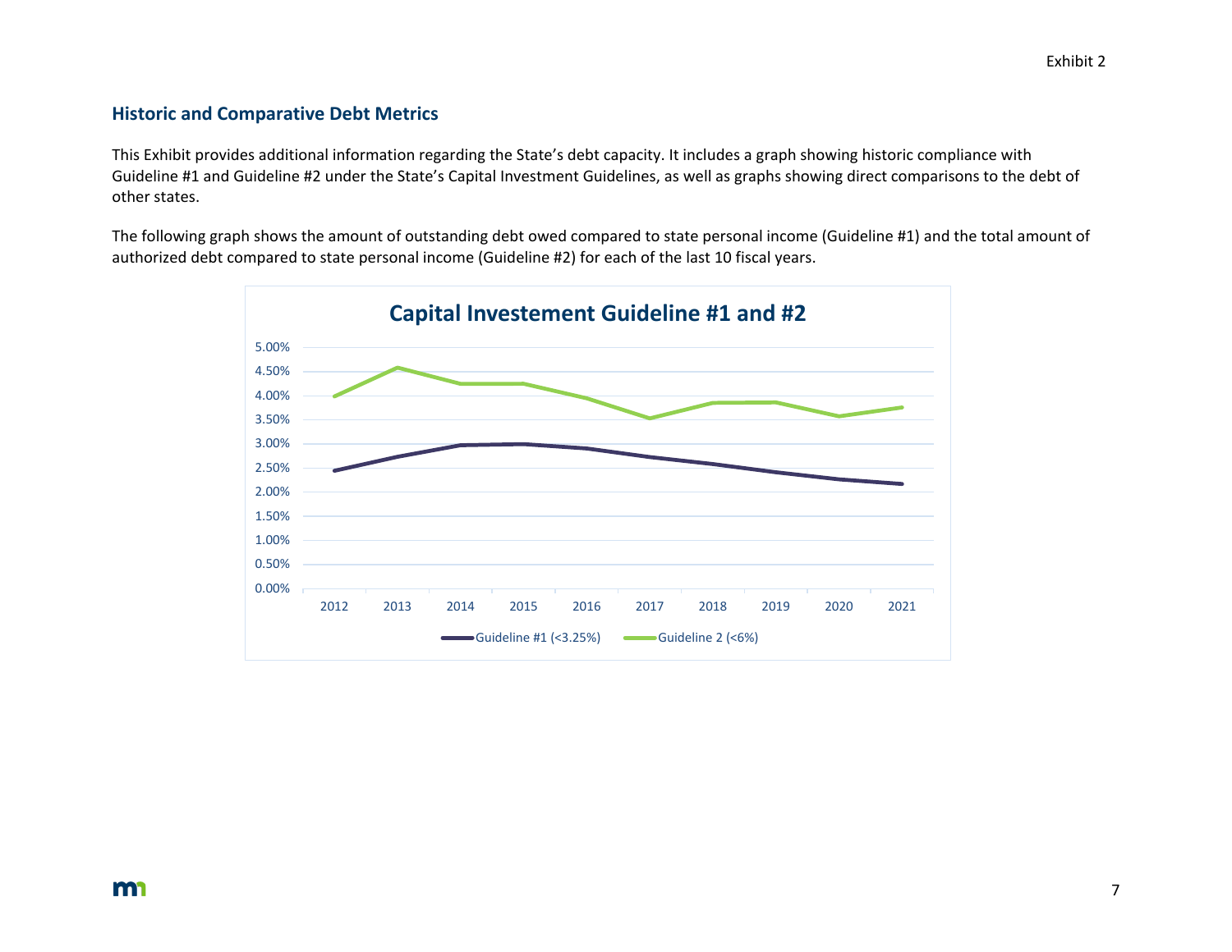Exhibit 2

## Historic and Comparative Debt Metrics

This Exhibit provides additional information regarding the State's debt capacity. It includes a graph showing historic compliance with Guideline #1 and Guideline #2 under the State's Capital Investment Guidelines, as well as graphs showing direct comparisons to the debt of other states.

The following graph shows the amount of outstanding debt owed compared to state personal income (Guideline #1) and the total amount of authorized debt compared to state personal income (Guideline #2) for each of the last 10 fiscal years.

**Capital Investement Guideline #1 and #2**

Legend: Guideline #1 (<3.25%) — Guideline 2 (<6%)

Y-axis: 0.00% to 5.00%; X-axis: 2012–2021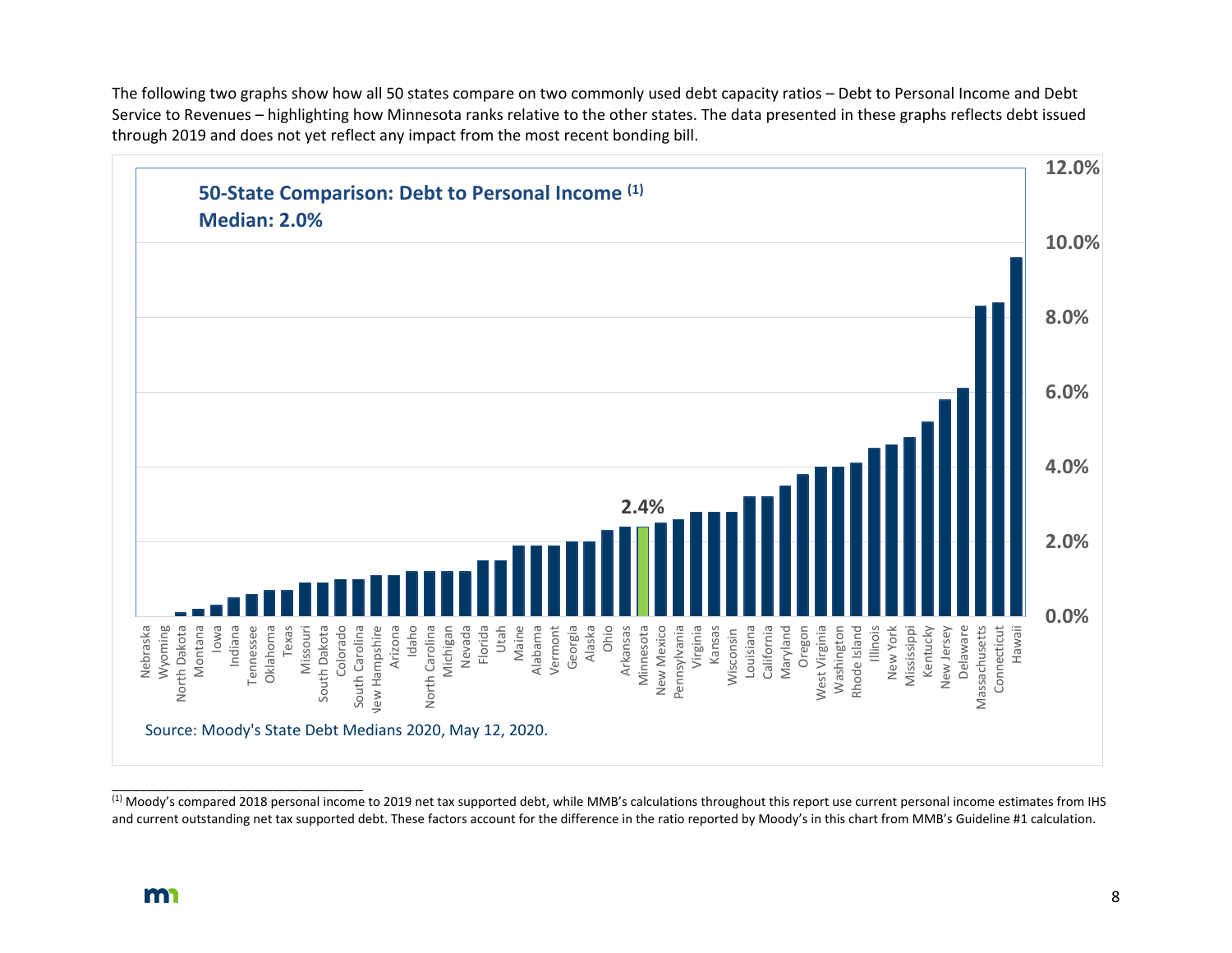The following two graphs show how all 50 states compare on two commonly used debt capacity ratios – Debt to Personal Income and Debt Service to Revenues – highlighting how Minnesota ranks relative to the other states. The data presented in these graphs reflects debt issued through 2019 and does not yet reflect any impact from the most recent bonding bill.

**50-State Comparison: Debt to Personal Income [(1)]**
**Median: 2.0%**

Nebraska, Wyoming, North Dakota, Montana, Iowa, Indiana, Tennessee, Oklahoma, Texas, Missouri, South Dakota, Colorado, South Carolina, New Hampshire, Arizona, Idaho, North Carolina, Michigan, Nevada, Florida, Utah, Maine, Alabama, Vermont, Georgia, Alaska, Ohio, Arkansas, Minnesota (2.4%), New Mexico, Pennsylvania, Virginia, Kansas, Wisconsin, Louisiana, California, Maryland, Oregon, West Virginia, Washington, Rhode Island, Illinois, New York, Mississippi, Kentucky, New Jersey, Delaware, Massachusetts, Connecticut, Hawaii

Source: Moody's State Debt Medians 2020, May 12, 2020.

---

[(1)] Moody's compared 2018 personal income to 2019 net tax supported debt, while MMB's calculations throughout this report use current personal income estimates from IHS and current outstanding net tax supported debt. These factors account for the difference in the ratio reported by Moody's in this chart from MMB's Guideline #1 calculation.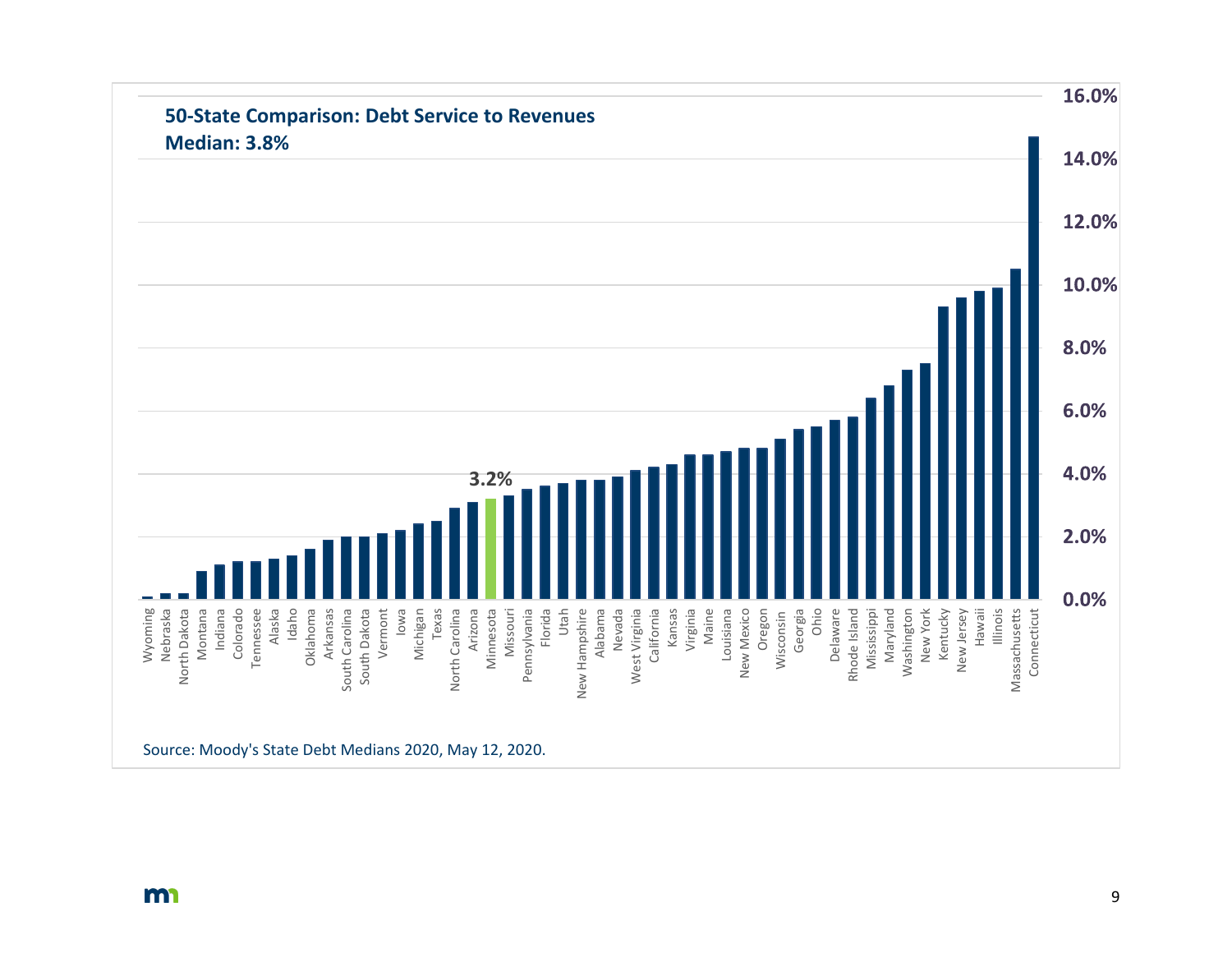**50-State Comparison: Debt Service to Revenues**

**Median: 3.8%**

16.0%
14.0%
12.0%
10.0%
8.0%
6.0%
4.0%
2.0%
0.0%

3.2%

Wyoming
Nebraska
North Dakota
Montana
Indiana
Colorado
Tennessee
Alaska
Idaho
Oklahoma
Arkansas
South Carolina
South Dakota
Vermont
Iowa
Michigan
Texas
North Carolina
Arizona
Minnesota
Missouri
Pennsylvania
Florida
Utah
New Hampshire
Alabama
Nevada
West Virginia
California
Kansas
Virginia
Maine
Louisiana
New Mexico
Oregon
Wisconsin
Georgia
Ohio
Delaware
Rhode Island
Mississippi
Maryland
Washington
New York
Kentucky
New Jersey
Hawaii
Illinois
Massachusetts
Connecticut

Source: Moody's State Debt Medians 2020, May 12, 2020.